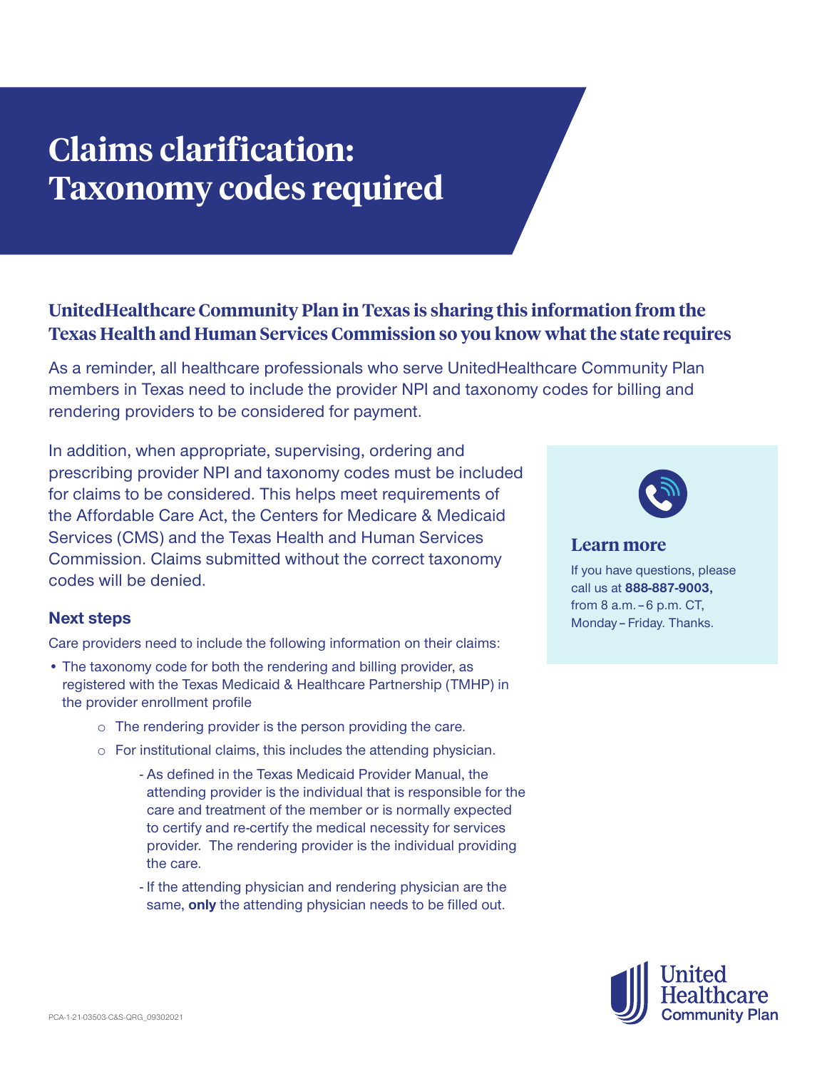# Claims clarification: Taxonomy codes required

## UnitedHealthcare Community Plan in Texas is sharing this information from the Texas Health and Human Services Commission so you know what the state requires

As a reminder, all healthcare professionals who serve UnitedHealthcare Community Plan members in Texas need to include the provider NPI and taxonomy codes for billing and rendering providers to be considered for payment.

In addition, when appropriate, supervising, ordering and prescribing provider NPI and taxonomy codes must be included for claims to be considered. This helps meet requirements of the Affordable Care Act, the Centers for Medicare & Medicaid Services (CMS) and the Texas Health and Human Services Commission. Claims submitted without the correct taxonomy codes will be denied.

### Next steps

Care providers need to include the following information on their claims:

- The taxonomy code for both the rendering and billing provider, as registered with the Texas Medicaid & Healthcare Partnership (TMHP) in the provider enrollment profile
  - The rendering provider is the person providing the care.
  - For institutional claims, this includes the attending physician.
    - As defined in the Texas Medicaid Provider Manual, the attending provider is the individual that is responsible for the care and treatment of the member or is normally expected to certify and re-certify the medical necessity for services provider. The rendering provider is the individual providing the care.
    - If the attending physician and rendering physician are the same, **only** the attending physician needs to be filled out.

### Learn more

If you have questions, please call us at **888-887-9003,** from 8 a.m. – 6 p.m. CT, Monday – Friday. Thanks.

PCA-1-21-03503-C&S-QRG_09302021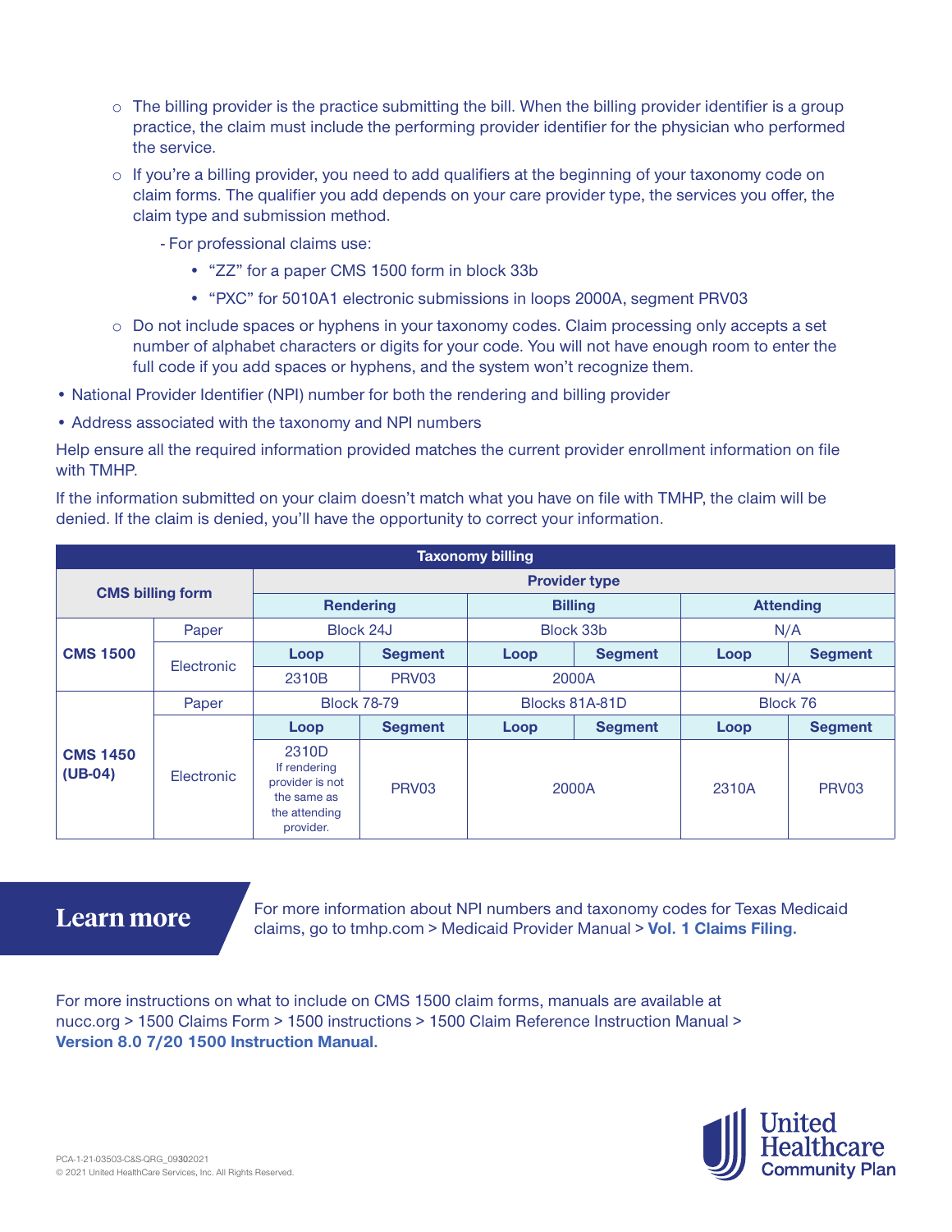- The billing provider is the practice submitting the bill. When the billing provider identifier is a group practice, the claim must include the performing provider identifier for the physician who performed the service.
  - If you're a billing provider, you need to add qualifiers at the beginning of your taxonomy code on claim forms. The qualifier you add depends on your care provider type, the services you offer, the claim type and submission method.
    - For professional claims use:
      - "ZZ" for a paper CMS 1500 form in block 33b
      - "PXC" for 5010A1 electronic submissions in loops 2000A, segment PRV03
  - Do not include spaces or hyphens in your taxonomy codes. Claim processing only accepts a set number of alphabet characters or digits for your code. You will not have enough room to enter the full code if you add spaces or hyphens, and the system won't recognize them.
- National Provider Identifier (NPI) number for both the rendering and billing provider
- Address associated with the taxonomy and NPI numbers

Help ensure all the required information provided matches the current provider enrollment information on file with TMHP.

If the information submitted on your claim doesn't match what you have on file with TMHP, the claim will be denied. If the claim is denied, you'll have the opportunity to correct your information.

| Taxonomy billing | | | | | | | |
|---|---|---|---|---|---|---|---|
| CMS billing form | | Provider type | | | | | |
| | | Rendering | | Billing | | Attending | |
| CMS 1500 | Paper | Block 24J | | Block 33b | | N/A | |
| | Electronic | Loop | Segment | Loop | Segment | Loop | Segment |
| | | 2310B | PRV03 | 2000A | | N/A | |
| CMS 1450 (UB-04) | Paper | Block 78-79 | | Blocks 81A-81D | | Block 76 | |
| | Electronic | Loop | Segment | Loop | Segment | Loop | Segment |
| | | 2310D If rendering provider is not the same as the attending provider. | PRV03 | 2000A | | 2310A | PRV03 |

## Learn more

For more information about NPI numbers and taxonomy codes for Texas Medicaid claims, go to tmhp.com > Medicaid Provider Manual > **Vol. 1 Claims Filing.**

For more instructions on what to include on CMS 1500 claim forms, manuals are available at nucc.org > 1500 Claims Form > 1500 instructions > 1500 Claim Reference Instruction Manual > **Version 8.0 7/20 1500 Instruction Manual.**

PCA-1-21-03503-C&S-QRG_09302021
© 2021 United HealthCare Services, Inc. All Rights Reserved.

United Healthcare Community Plan